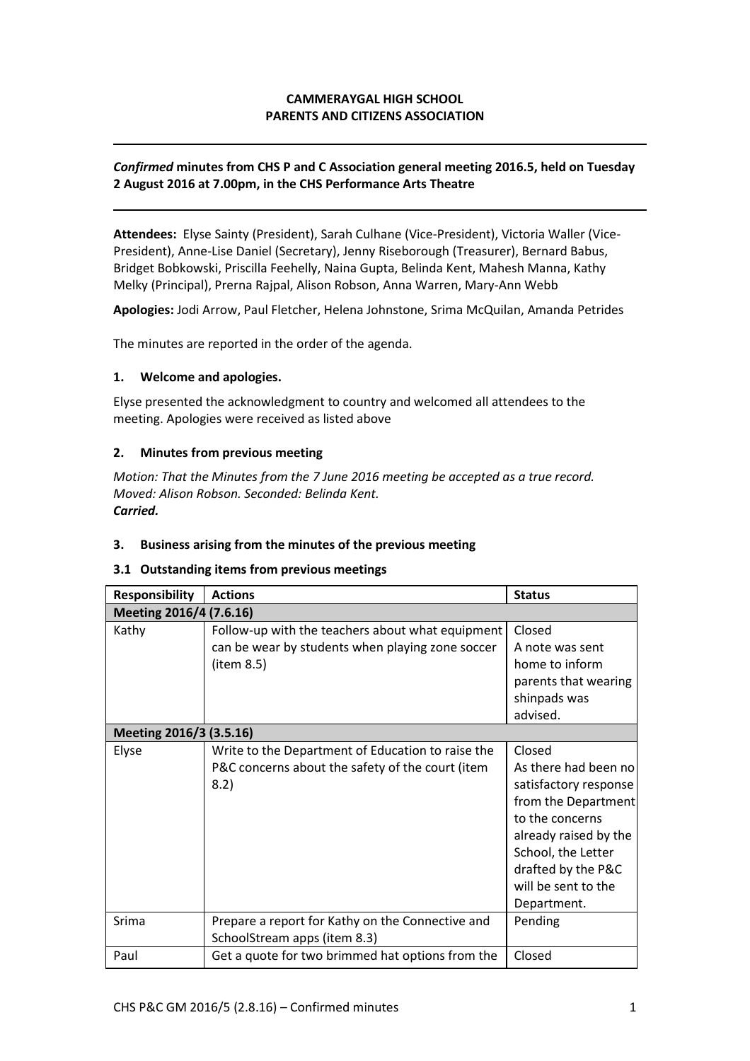**CAMMERAYGAL HIGH SCHOOL**
**PARENTS AND CITIZENS ASSOCIATION**

---

***Confirmed* minutes from CHS P and C Association general meeting 2016.5, held on Tuesday 2 August 2016 at 7.00pm, in the CHS Performance Arts Theatre**

---

**Attendees:** Elyse Sainty (President), Sarah Culhane (Vice-President), Victoria Waller (Vice-President), Anne-Lise Daniel (Secretary), Jenny Riseborough (Treasurer), Bernard Babus, Bridget Bobkowski, Priscilla Feehelly, Naina Gupta, Belinda Kent, Mahesh Manna, Kathy Melky (Principal), Prerna Rajpal, Alison Robson, Anna Warren, Mary-Ann Webb

**Apologies:** Jodi Arrow, Paul Fletcher, Helena Johnstone, Srima McQuilan, Amanda Petrides

The minutes are reported in the order of the agenda.

### 1. Welcome and apologies.

Elyse presented the acknowledgment to country and welcomed all attendees to the meeting. Apologies were received as listed above

### 2. Minutes from previous meeting

*Motion: That the Minutes from the 7 June 2016 meeting be accepted as a true record.*
*Moved: Alison Robson. Seconded: Belinda Kent.*
***Carried.***

### 3. Business arising from the minutes of the previous meeting

#### 3.1 Outstanding items from previous meetings

| Responsibility | Actions | Status |
|---|---|---|
| **Meeting 2016/4 (7.6.16)** | | |
| Kathy | Follow-up with the teachers about what equipment can be wear by students when playing zone soccer (item 8.5) | Closed<br>A note was sent home to inform parents that wearing shinpads was advised. |
| **Meeting 2016/3 (3.5.16)** | | |
| Elyse | Write to the Department of Education to raise the P&C concerns about the safety of the court (item 8.2) | Closed<br>As there had been no satisfactory response from the Department to the concerns already raised by the School, the Letter drafted by the P&C will be sent to the Department. |
| Srima | Prepare a report for Kathy on the Connective and SchoolStream apps (item 8.3) | Pending |
| Paul | Get a quote for two brimmed hat options from the | Closed |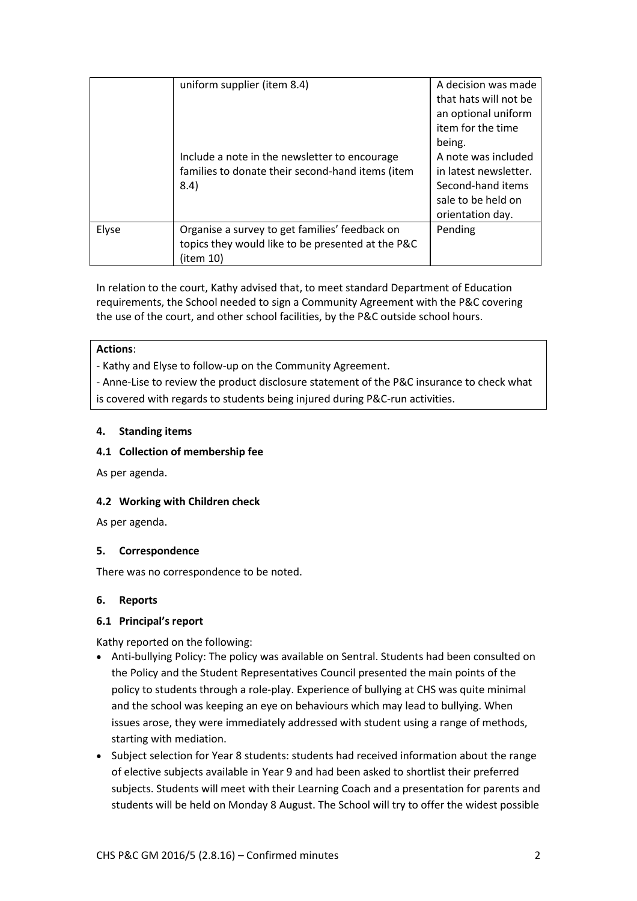|  |  |  |
| --- | --- | --- |
|  | uniform supplier (item 8.4)<br><br>Include a note in the newsletter to encourage families to donate their second-hand items (item 8.4) | A decision was made that hats will not be an optional uniform item for the time being.<br>A note was included in latest newsletter. Second-hand items sale to be held on orientation day. |
| Elyse | Organise a survey to get families' feedback on topics they would like to be presented at the P&C (item 10) | Pending |

In relation to the court, Kathy advised that, to meet standard Department of Education requirements, the School needed to sign a Community Agreement with the P&C covering the use of the court, and other school facilities, by the P&C outside school hours.

**Actions**:

- Kathy and Elyse to follow-up on the Community Agreement.
- Anne-Lise to review the product disclosure statement of the P&C insurance to check what is covered with regards to students being injured during P&C-run activities.

**4. Standing items**

**4.1 Collection of membership fee**

As per agenda.

**4.2 Working with Children check**

As per agenda.

**5. Correspondence**

There was no correspondence to be noted.

**6. Reports**

**6.1 Principal's report**

Kathy reported on the following:

- Anti-bullying Policy: The policy was available on Sentral. Students had been consulted on the Policy and the Student Representatives Council presented the main points of the policy to students through a role-play. Experience of bullying at CHS was quite minimal and the school was keeping an eye on behaviours which may lead to bullying. When issues arose, they were immediately addressed with student using a range of methods, starting with mediation.
- Subject selection for Year 8 students: students had received information about the range of elective subjects available in Year 9 and had been asked to shortlist their preferred subjects. Students will meet with their Learning Coach and a presentation for parents and students will be held on Monday 8 August. The School will try to offer the widest possible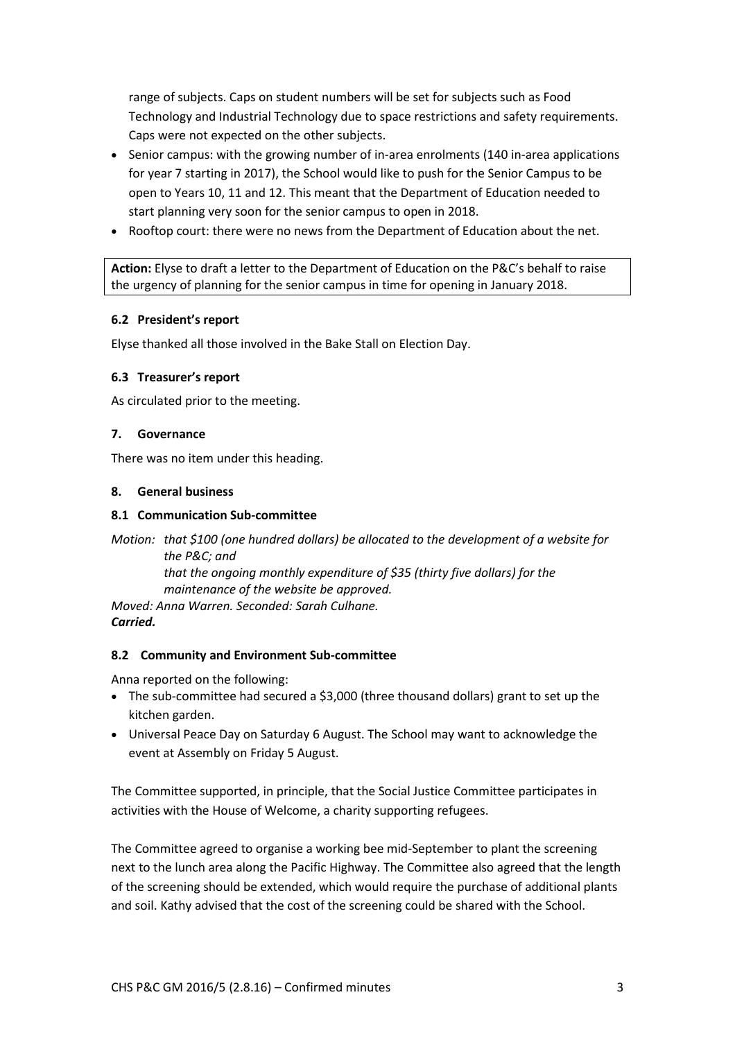range of subjects. Caps on student numbers will be set for subjects such as Food Technology and Industrial Technology due to space restrictions and safety requirements. Caps were not expected on the other subjects.

- Senior campus: with the growing number of in-area enrolments (140 in-area applications for year 7 starting in 2017), the School would like to push for the Senior Campus to be open to Years 10, 11 and 12. This meant that the Department of Education needed to start planning very soon for the senior campus to open in 2018.
- Rooftop court: there were no news from the Department of Education about the net.

**Action:** Elyse to draft a letter to the Department of Education on the P&C's behalf to raise the urgency of planning for the senior campus in time for opening in January 2018.

#### 6.2 President's report

Elyse thanked all those involved in the Bake Stall on Election Day.

#### 6.3 Treasurer's report

As circulated prior to the meeting.

### 7. Governance

There was no item under this heading.

### 8. General business

#### 8.1 Communication Sub-committee

*Motion: that $100 (one hundred dollars) be allocated to the development of a website for the P&C; and*
*that the ongoing monthly expenditure of $35 (thirty five dollars) for the maintenance of the website be approved.*
*Moved: Anna Warren. Seconded: Sarah Culhane.*
***Carried.***

#### 8.2 Community and Environment Sub-committee

Anna reported on the following:

- The sub-committee had secured a $3,000 (three thousand dollars) grant to set up the kitchen garden.
- Universal Peace Day on Saturday 6 August. The School may want to acknowledge the event at Assembly on Friday 5 August.

The Committee supported, in principle, that the Social Justice Committee participates in activities with the House of Welcome, a charity supporting refugees.

The Committee agreed to organise a working bee mid-September to plant the screening next to the lunch area along the Pacific Highway. The Committee also agreed that the length of the screening should be extended, which would require the purchase of additional plants and soil. Kathy advised that the cost of the screening could be shared with the School.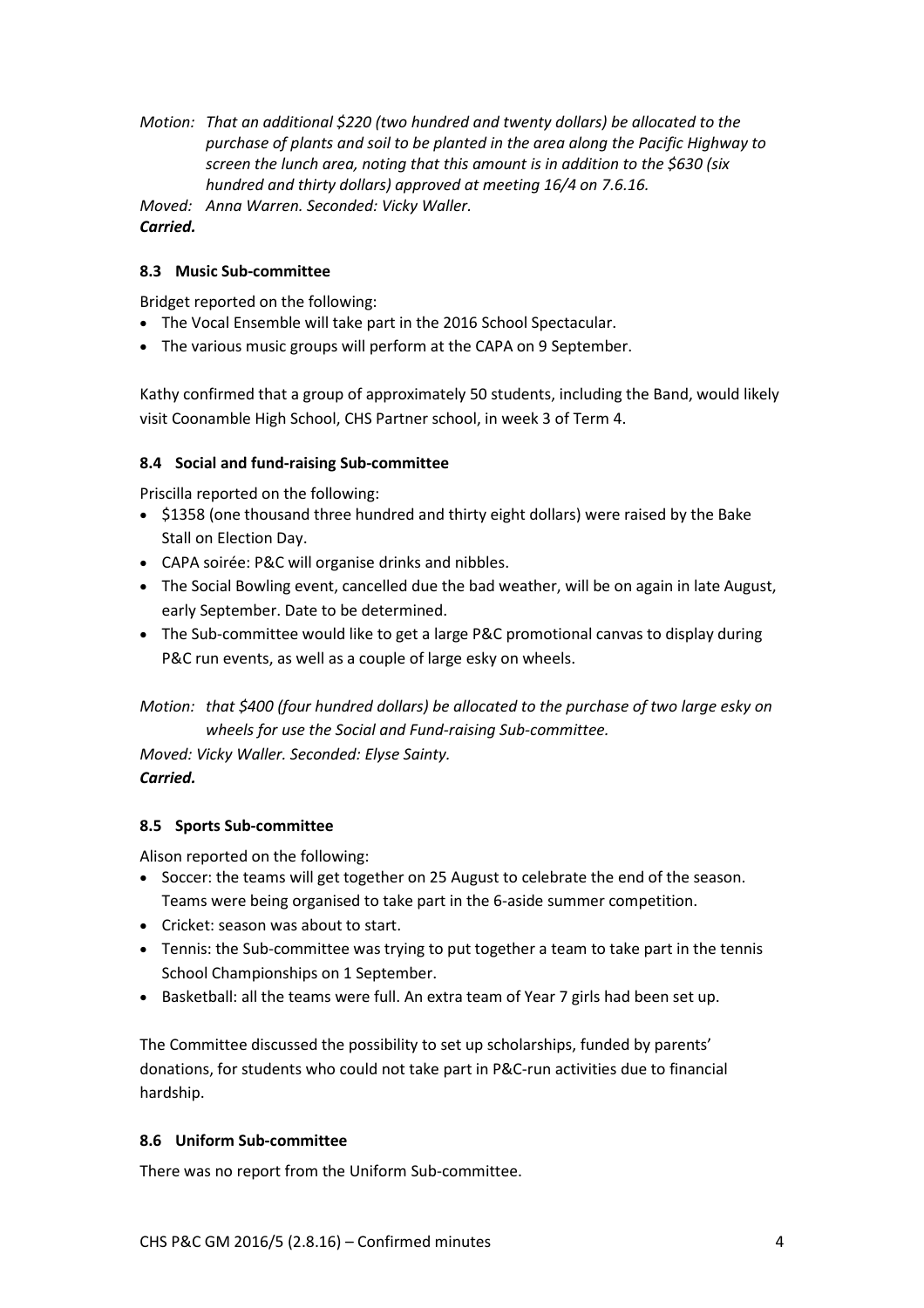*Motion: That an additional $220 (two hundred and twenty dollars) be allocated to the purchase of plants and soil to be planted in the area along the Pacific Highway to screen the lunch area, noting that this amount is in addition to the $630 (six hundred and thirty dollars) approved at meeting 16/4 on 7.6.16.*

*Moved: Anna Warren. Seconded: Vicky Waller.*

***Carried.***

### 8.3 Music Sub-committee

Bridget reported on the following:

- The Vocal Ensemble will take part in the 2016 School Spectacular.
- The various music groups will perform at the CAPA on 9 September.

Kathy confirmed that a group of approximately 50 students, including the Band, would likely visit Coonamble High School, CHS Partner school, in week 3 of Term 4.

### 8.4 Social and fund-raising Sub-committee

Priscilla reported on the following:

- $1358 (one thousand three hundred and thirty eight dollars) were raised by the Bake Stall on Election Day.
- CAPA soirée: P&C will organise drinks and nibbles.
- The Social Bowling event, cancelled due the bad weather, will be on again in late August, early September. Date to be determined.
- The Sub-committee would like to get a large P&C promotional canvas to display during P&C run events, as well as a couple of large esky on wheels.

*Motion: that $400 (four hundred dollars) be allocated to the purchase of two large esky on wheels for use the Social and Fund-raising Sub-committee.*

*Moved: Vicky Waller. Seconded: Elyse Sainty.*

***Carried.***

### 8.5 Sports Sub-committee

Alison reported on the following:

- Soccer: the teams will get together on 25 August to celebrate the end of the season. Teams were being organised to take part in the 6-aside summer competition.
- Cricket: season was about to start.
- Tennis: the Sub-committee was trying to put together a team to take part in the tennis School Championships on 1 September.
- Basketball: all the teams were full. An extra team of Year 7 girls had been set up.

The Committee discussed the possibility to set up scholarships, funded by parents' donations, for students who could not take part in P&C-run activities due to financial hardship.

### 8.6 Uniform Sub-committee

There was no report from the Uniform Sub-committee.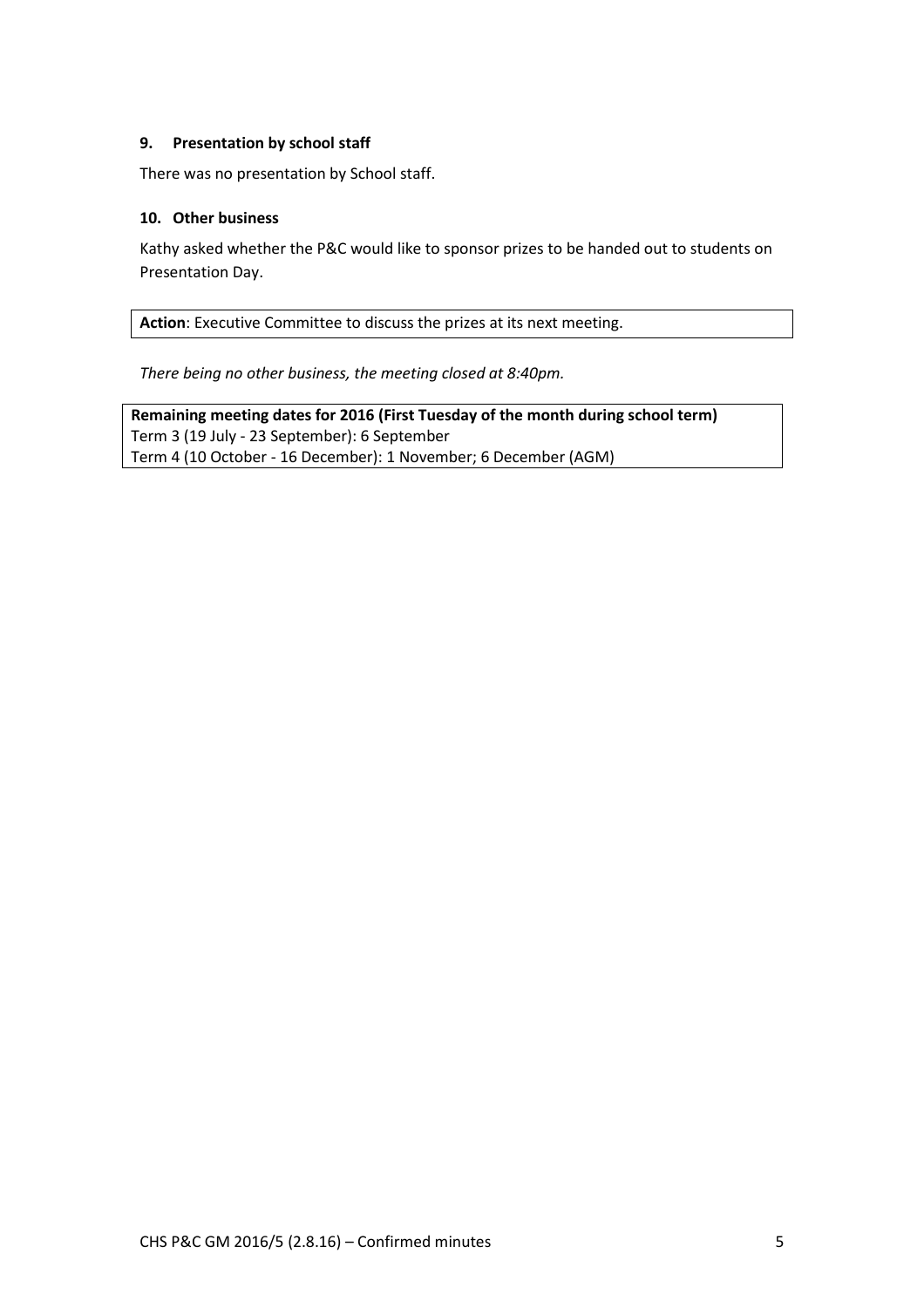### 9. Presentation by school staff

There was no presentation by School staff.

### 10. Other business

Kathy asked whether the P&C would like to sponsor prizes to be handed out to students on Presentation Day.

**Action**: Executive Committee to discuss the prizes at its next meeting.

*There being no other business, the meeting closed at 8:40pm.*

**Remaining meeting dates for 2016 (First Tuesday of the month during school term)**
Term 3 (19 July - 23 September): 6 September
Term 4 (10 October - 16 December): 1 November; 6 December (AGM)